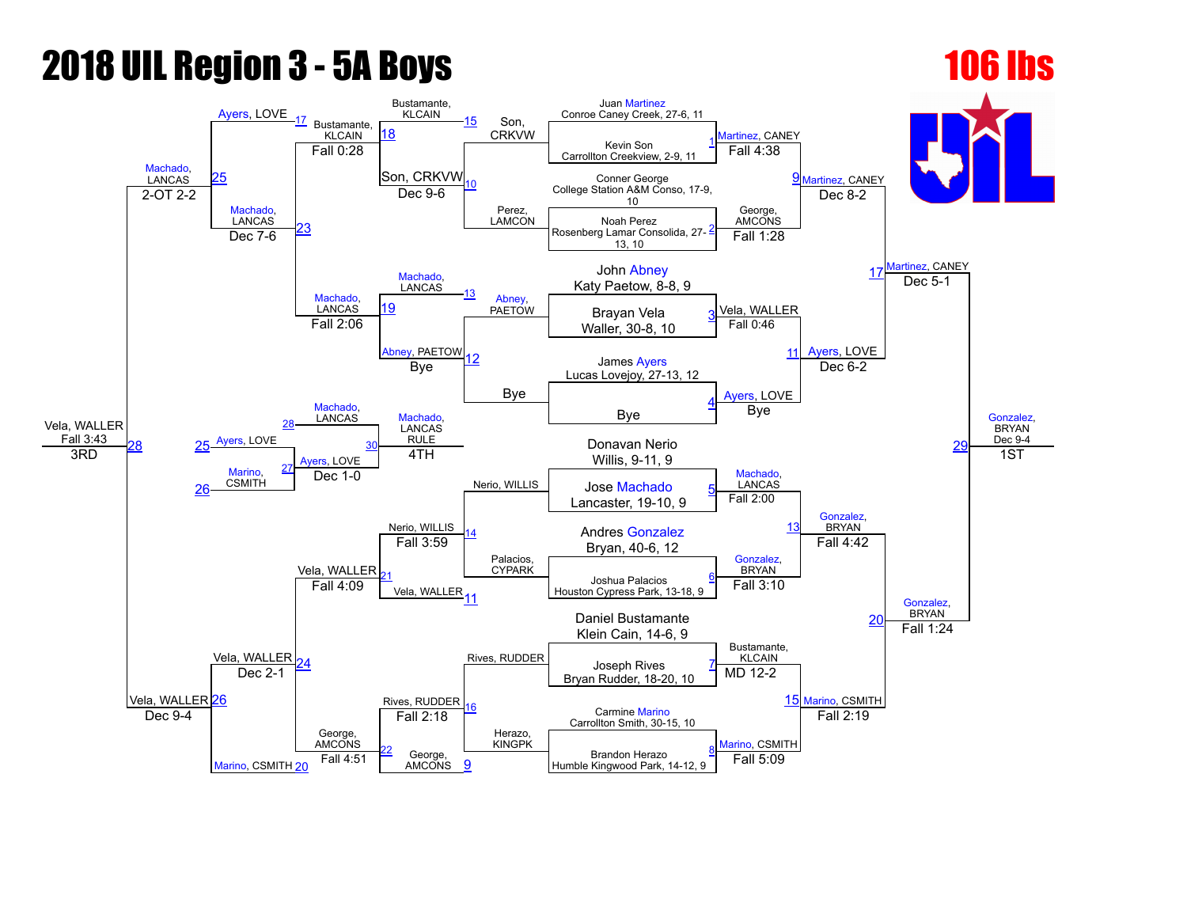# 2018 UIL Region 3 - 5A Boys

## 106 lbs

### Championship Bracket

**First Round**

| Bout | Wrestler | Wrestler | Winner | Result |
|---|---|---|---|---|
| 1 | Juan Martinez, Conroe Caney Creek, 27-6, 11 | Kevin Son, Carrollton Creekview, 2-9, 11 | Martinez, CANEY | Fall 4:38 |
| 2 | Conner George, College Station A&M Conso, 17-9, 10 | Noah Perez, Rosenberg Lamar Consolida, 27-13, 10 | George, AMCONS | Fall 1:28 |
| 3 | John Abney, Katy Paetow, 8-8, 9 | Brayan Vela, Waller, 30-8, 10 | Vela, WALLER | Fall 0:46 |
| 4 | James Ayers, Lucas Lovejoy, 27-13, 12 | Bye | Ayers, LOVE | Bye |
| 5 | Donavan Nerio, Willis, 9-11, 9 | Jose Machado, Lancaster, 19-10, 9 | Machado, LANCAS | Fall 2:00 |
| 6 | Andres Gonzalez, Bryan, 40-6, 12 | Joshua Palacios, Houston Cypress Park, 13-18, 9 | Gonzalez, BRYAN | Fall 3:10 |
| 7 | Daniel Bustamante, Klein Cain, 14-6, 9 | Joseph Rives, Bryan Rudder, 18-20, 10 | Bustamante, KLCAIN | MD 12-2 |
| 8 | Carmine Marino, Carrollton Smith, 30-15, 10 | Brandon Herazo, Humble Kingwood Park, 14-12, 9 | Marino, CSMITH | Fall 5:09 |

**Quarterfinals**

| Bout | Wrestler | Wrestler | Winner | Result |
|---|---|---|---|---|
| 9 | Martinez, CANEY | George, AMCONS | Martinez, CANEY | Dec 8-2 |
| 11 | Vela, WALLER | Ayers, LOVE | Ayers, LOVE | Dec 6-2 |
| 13 | Machado, LANCAS | Gonzalez, BRYAN | Gonzalez, BRYAN | Fall 4:42 |
| 15 | Bustamante, KLCAIN | Marino, CSMITH | Marino, CSMITH | Fall 2:19 |

**Semifinals**

| Bout | Wrestler | Wrestler | Winner | Result |
|---|---|---|---|---|
| 17 | Martinez, CANEY | Ayers, LOVE | Martinez, CANEY | Dec 5-1 |
| 20 | Gonzalez, BRYAN | Marino, CSMITH | Gonzalez, BRYAN | Fall 1:24 |

**Final**

| Bout | Wrestler | Wrestler | Winner | Result |
|---|---|---|---|---|
| 29 | Martinez, CANEY | Gonzalez, BRYAN | Gonzalez, BRYAN | Dec 9-4 (1ST) |

### Consolation Bracket

| Bout | Wrestler | Wrestler | Winner | Result |
|---|---|---|---|---|
| 10 | Son, CRKVW | Perez, LAMCON | Son, CRKVW | Dec 9-6 |
| 12 | Abney, PAETOW | Bye | Abney, PAETOW | Bye |
| 14 | Nerio, WILLIS | Palacios, CYPARK | Nerio, WILLIS | Fall 3:59 |
| 16 | Rives, RUDDER | Herazo, KINGPK | Rives, RUDDER | Fall 2:18 |
| 18 | Bustamante, KLCAIN | Son, CRKVW | Bustamante, KLCAIN | Fall 0:28 |
| 19 | Machado, LANCAS | Abney, PAETOW | Machado, LANCAS | Fall 2:06 |
| 21 | Nerio, WILLIS | Vela, WALLER | Vela, WALLER | Fall 4:09 |
| 22 | Rives, RUDDER | George, AMCONS | George, AMCONS | Fall 4:51 |
| 23 | Bustamante, KLCAIN | Machado, LANCAS | Machado, LANCAS | Dec 7-6 |
| 24 | Vela, WALLER | George, AMCONS | Vela, WALLER | Dec 2-1 |
| 25 | Ayers, LOVE | Machado, LANCAS | Machado, LANCAS | 2-OT 2-2 |
| 26 | Vela, WALLER | Marino, CSMITH | Vela, WALLER | Dec 9-4 |
| 27 | Ayers, LOVE | Marino, CSMITH | Ayers, LOVE | Dec 1-0 |
| 28 | Machado, LANCAS | Vela, WALLER | Vela, WALLER | Fall 3:43 (3RD) |
| 30 | Machado, LANCAS | Ayers, LOVE | Machado, LANCAS | RULE (4TH) |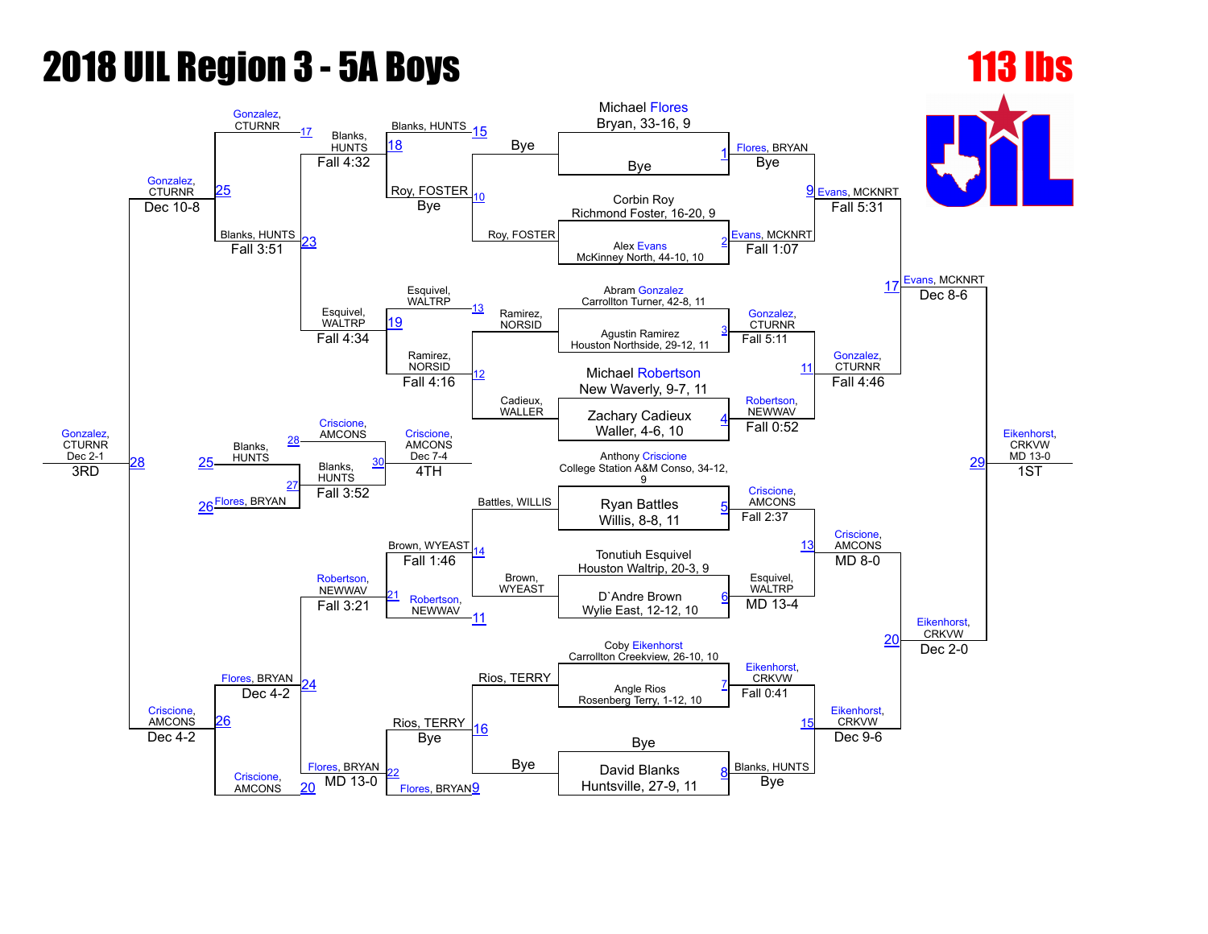# 2018 UIL Region 3 - 5A Boys

## 113 lbs

### Championship Bracket

**First Round**

| Bout | Wrestler 1 | Wrestler 2 | Winner | Result |
|---|---|---|---|---|
| 1 | Michael Flores, Bryan, 33-16, 9 | Bye | Flores, BRYAN | Bye |
| 2 | Corbin Roy, Richmond Foster, 16-20, 9 | Alex Evans, McKinney North, 44-10, 10 | Evans, MCKNRT | Fall 1:07 |
| 3 | Abram Gonzalez, Carrollton Turner, 42-8, 11 | Agustin Ramirez, Houston Northside, 29-12, 11 | Gonzalez, CTURNR | Fall 5:11 |
| 4 | Michael Robertson, New Waverly, 9-7, 11 | Zachary Cadieux, Waller, 4-6, 10 | Robertson, NEWWAV | Fall 0:52 |
| 5 | Anthony Criscione, College Station A&M Conso, 34-12, 9 | Ryan Battles, Willis, 8-8, 11 | Criscione, AMCONS | Fall 2:37 |
| 6 | Tonutiuh Esquivel, Houston Waltrip, 20-3, 9 | D`Andre Brown, Wylie East, 12-12, 10 | Esquivel, WALTRP | MD 13-4 |
| 7 | Coby Eikenhorst, Carrollton Creekview, 26-10, 10 | Angle Rios, Rosenberg Terry, 1-12, 10 | Eikenhorst, CRKVW | Fall 0:41 |
| 8 | Bye | David Blanks, Huntsville, 27-9, 11 | Blanks, HUNTS | Bye |

**Quarterfinals**

| Bout | Winner | Result |
|---|---|---|
| 9 | Evans, MCKNRT | Fall 5:31 |
| 11 | Gonzalez, CTURNR | Fall 4:46 |
| 13 | Criscione, AMCONS | MD 8-0 |
| 15 | Eikenhorst, CRKVW | Dec 9-6 |

**Semifinals**

| Bout | Winner | Result |
|---|---|---|
| 17 | Evans, MCKNRT | Dec 8-6 |
| 20 | Eikenhorst, CRKVW | Dec 2-0 |

**Final**

| Bout | Winner | Result | Place |
|---|---|---|---|
| 29 | Eikenhorst, CRKVW | MD 13-0 | 1ST |

### Consolation Bracket

| Bout | Wrestler 1 | Wrestler 2 | Winner | Result |
|---|---|---|---|---|
| 10 | Roy, FOSTER | Bye | Roy, FOSTER | Bye |
| 12 | Ramirez, NORSID | Cadieux, WALLER | Ramirez, NORSID | Fall 4:16 |
| 14 | Battles, WILLIS | Brown, WYEAST | Brown, WYEAST | Fall 1:46 |
| 16 | Rios, TERRY | Bye | Rios, TERRY | Bye |
| 15 | Blanks, HUNTS | | Blanks, HUNTS | |
| 18 | Blanks, HUNTS | Roy, FOSTER | Blanks, HUNTS | Fall 4:32 |
| 13 | Esquivel, WALTRP | | Esquivel, WALTRP | |
| 19 | Esquivel, WALTRP | Ramirez, NORSID | Esquivel, WALTRP | Fall 4:34 |
| 11 | Robertson, NEWWAV | | Robertson, NEWWAV | |
| 21 | Robertson, NEWWAV | Brown, WYEAST | Robertson, NEWWAV | Fall 3:21 |
| 9 | Flores, BRYAN | | Flores, BRYAN | |
| 22 | Flores, BRYAN | Rios, TERRY | Flores, BRYAN | MD 13-0 |
| 17 | Gonzalez, CTURNR | | Gonzalez, CTURNR | |
| 23 | Gonzalez, CTURNR | Blanks, HUNTS | Blanks, HUNTS | Fall 3:51 |
| 24 | Robertson, NEWWAV | Flores, BRYAN | Flores, BRYAN | Dec 4-2 |
| 20 | Criscione, AMCONS | | Criscione, AMCONS | |
| 25 | Gonzalez, CTURNR | Blanks, HUNTS | Gonzalez, CTURNR | Dec 10-8 |
| 26 | Flores, BRYAN | Criscione, AMCONS | Criscione, AMCONS | Dec 4-2 |
| 27 | Blanks, HUNTS | Flores, BRYAN | Blanks, HUNTS | Fall 3:52 |
| 28 | Gonzalez, CTURNR | Criscione, AMCONS | Gonzalez, CTURNR | Dec 2-1 (3RD) |
| 30 | Criscione, AMCONS | Blanks, HUNTS | Criscione, AMCONS | Dec 7-4 (4TH) |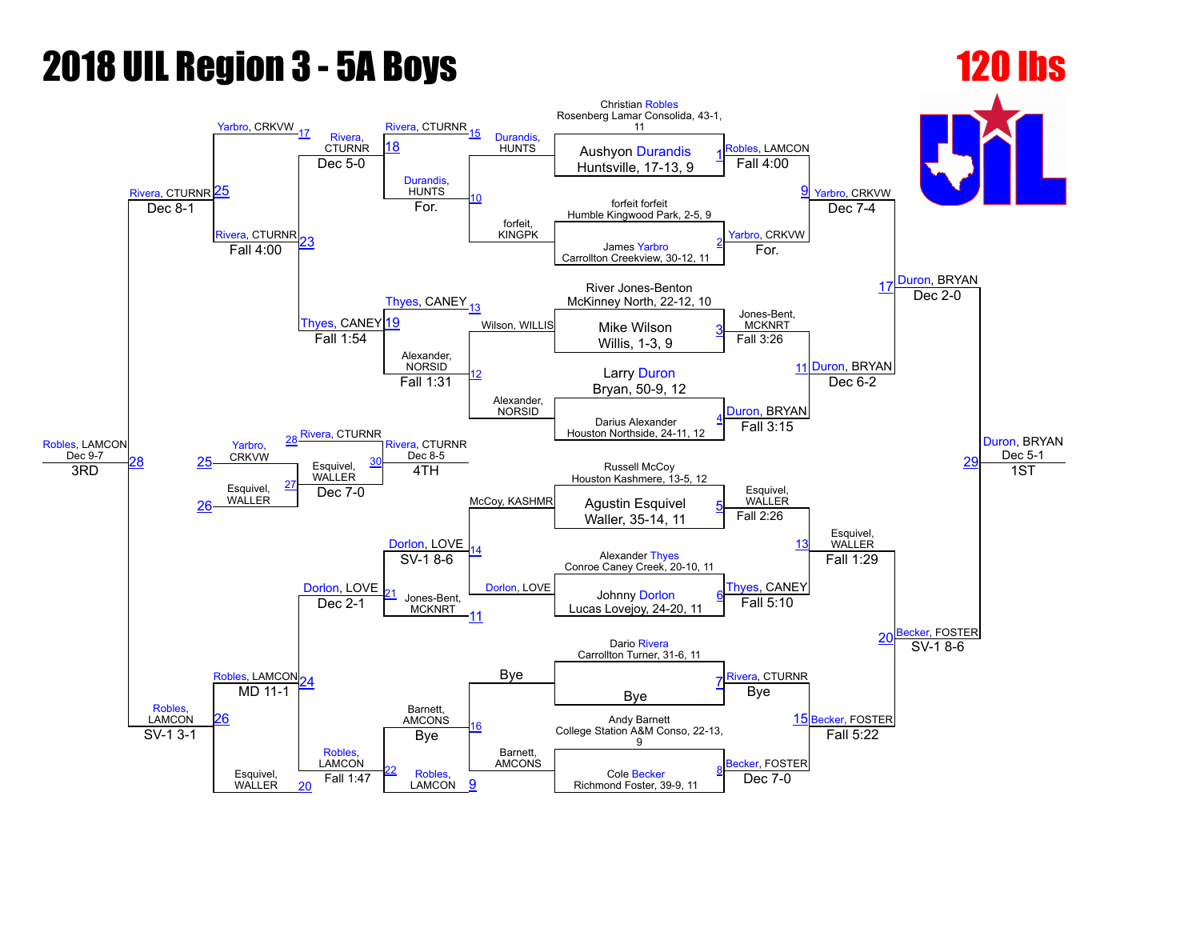# 2018 UIL Region 3 - 5A Boys

## 120 lbs

### Championship Bracket

**Seeds / First Round**

1. Aushyon Durandis, Huntsville, 17-13, 9
2. forfeit forfeit, Humble Kingwood Park, 2-5, 9
3. James Yarbro, Carrollton Creekview, 30-12, 11
4. River Jones-Benton, McKinney North, 22-12, 10
5. Mike Wilson, Willis, 1-3, 9
6. Larry Duron, Bryan, 50-9, 12
7. Darius Alexander, Houston Northside, 24-11, 12
8. Russell McCoy, Houston Kashmere, 13-5, 12
9. Agustin Esquivel, Waller, 35-14, 11
10. Alexander Thyes, Conroe Caney Creek, 20-10, 11
11. Johnny Dorlon, Lucas Lovejoy, 24-20, 11
12. Dario Rivera, Carrollton Turner, 31-6, 11
13. Bye
14. Andy Barnett, College Station A&M Conso, 22-13, 9
15. Cole Becker, Richmond Foster, 39-9, 11
16. Christian Robles, Rosenberg Lamar Consolida, 43-1, 11

| Match | Winner | Result |
|---|---|---|
| 1 | Robles, LAMCON | Fall 4:00 |
| 2 | Yarbro, CRKVW | For. |
| 3 | Jones-Bent, MCKNRT | Fall 3:26 |
| 4 | Duron, BRYAN | Fall 3:15 |
| 5 | Esquivel, WALLER | Fall 2:26 |
| 6 | Thyes, CANEY | Fall 5:10 |
| 7 | Rivera, CTURNR | Bye |
| 8 | Becker, FOSTER | Dec 7-0 |

**Quarterfinals**

| Match | Winner | Result |
|---|---|---|
| 9 | Yarbro, CRKVW | Dec 7-4 |
| 11 | Duron, BRYAN | Dec 6-2 |
| 13 | Esquivel, WALLER | Fall 1:29 |
| 15 | Becker, FOSTER | Fall 5:22 |

**Semifinals**

| Match | Winner | Result |
|---|---|---|
| 17 | Duron, BRYAN | Dec 2-0 |
| 20 | Becker, FOSTER | SV-1 8-6 |

**Final**

| Match | Winner | Result |
|---|---|---|
| 29 | Duron, BRYAN | Dec 5-1 — 1ST |

### Consolation Bracket

**Consolation Round 1**

| Match | Competitors | Winner | Result |
|---|---|---|---|
| 10 | Durandis, HUNTS vs. forfeit, KINGPK | Durandis, HUNTS | For. |
| 12 | Wilson, WILLIS vs. Alexander, NORSID | Alexander, NORSID | Fall 1:31 |
| 14 | McCoy, KASHMR vs. Dorlon, LOVE | Dorlon, LOVE | SV-1 8-6 |
| 16 | Bye vs. Barnett, AMCONS | Barnett, AMCONS | Bye |

**Consolation Round 2**

| Match | Competitors | Winner | Result |
|---|---|---|---|
| 18 | Rivera, CTURNR (15) vs. Durandis, HUNTS (10) | Rivera, CTURNR | Dec 5-0 |
| 19 | Thyes, CANEY (13) vs. Alexander, NORSID (12) | Thyes, CANEY | Fall 1:54 |
| 21 | Dorlon, LOVE (14) vs. Jones-Bent, MCKNRT (11) | Dorlon, LOVE | Dec 2-1 |
| 22 | Barnett, AMCONS (16) vs. Robles, LAMCON (9) | Robles, LAMCON | Fall 1:47 |

**Consolation Round 3**

| Match | Competitors | Winner | Result |
|---|---|---|---|
| 23 | Rivera, CTURNR vs. Thyes, CANEY | Rivera, CTURNR | Fall 4:00 |
| 24 | Dorlon, LOVE vs. Robles, LAMCON | Robles, LAMCON | MD 11-1 |

**Consolation Semifinals**

| Match | Competitors | Winner | Result |
|---|---|---|---|
| 25 | Yarbro, CRKVW (17) vs. Rivera, CTURNR (23) | Rivera, CTURNR | Dec 8-1 |
| 26 | Robles, LAMCON (24) vs. Esquivel, WALLER (20) | Robles, LAMCON | SV-1 3-1 |

**3rd Place**

| Match | Winner | Result |
|---|---|---|
| 28 | Robles, LAMCON | Dec 9-7 — 3RD |

**5th Place**

| Match | Competitors | Winner | Result |
|---|---|---|---|
| 27 | Yarbro, CRKVW (25) vs. Esquivel, WALLER (26) | Esquivel, WALLER | Dec 7-0 |
| 30 | Rivera, CTURNR (28) vs. Esquivel, WALLER (27) | Rivera, CTURNR | Dec 8-5 — 4TH |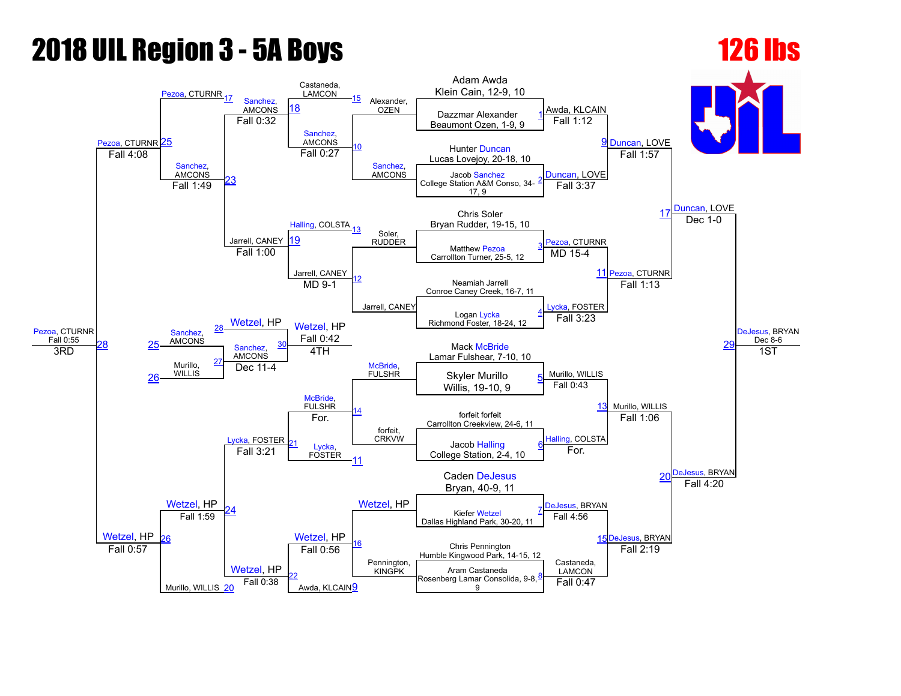# 2018 UIL Region 3 - 5A Boys

## 126 lbs

### Championship Bracket

| Match | Wrestler 1 | Wrestler 2 | Winner | Result |
|---|---|---|---|---|
| 1 | Adam Awda, Klein Cain, 12-9, 10 | Dazzmar Alexander, Beaumont Ozen, 1-9, 9 | Awda, KLCAIN | Fall 1:12 |
| 2 | Hunter Duncan, Lucas Lovejoy, 20-18, 10 | Jacob Sanchez, College Station A&M Conso, 34-17, 9 | Duncan, LOVE | Fall 3:37 |
| 3 | Chris Soler, Bryan Rudder, 19-15, 10 | Matthew Pezoa, Carrollton Turner, 25-5, 12 | Pezoa, CTURNR | MD 15-4 |
| 4 | Neamiah Jarrell, Conroe Caney Creek, 16-7, 11 | Logan Lycka, Richmond Foster, 18-24, 12 | Lycka, FOSTER | Fall 3:23 |
| 5 | Mack McBride, Lamar Fulshear, 7-10, 10 | Skyler Murillo, Willis, 19-10, 9 | Murillo, WILLIS | Fall 0:43 |
| 6 | forfeit forfeit, Carrollton Creekview, 24-6, 11 | Jacob Halling, College Station, 2-4, 10 | Halling, COLSTA | For. |
| 7 | Caden DeJesus, Bryan, 40-9, 11 | Kiefer Wetzel, Dallas Highland Park, 30-20, 11 | DeJesus, BRYAN | Fall 4:56 |
| 8 | Chris Pennington, Humble Kingwood Park, 14-15, 12 | Aram Castaneda, Rosenberg Lamar Consolida, 9-8, 9 | Castaneda, LAMCON | Fall 0:47 |
| 9 | Awda, KLCAIN | Duncan, LOVE | Duncan, LOVE | Fall 1:57 |
| 11 | Pezoa, CTURNR | Lycka, FOSTER | Pezoa, CTURNR | Fall 1:13 |
| 13 | Murillo, WILLIS | Halling, COLSTA | Murillo, WILLIS | Fall 1:06 |
| 15 | DeJesus, BRYAN | Castaneda, LAMCON | DeJesus, BRYAN | Fall 2:19 |
| 17 | Duncan, LOVE | Pezoa, CTURNR | Duncan, LOVE | Dec 1-0 |
| 20 | Murillo, WILLIS | DeJesus, BRYAN | DeJesus, BRYAN | Fall 4:20 |
| 29 | Duncan, LOVE | DeJesus, BRYAN | DeJesus, BRYAN (1ST) | Dec 8-6 |

### Consolation Bracket

| Match | Wrestler 1 | Wrestler 2 | Winner | Result |
|---|---|---|---|---|
| 10 | Alexander, OZEN | Sanchez, AMCONS | Sanchez, AMCONS | Fall 0:27 |
| 12 | Soler, RUDDER | Jarrell, CANEY | Jarrell, CANEY | MD 9-1 |
| 14 | McBride, FULSHR | forfeit, CRKVW | McBride, FULSHR | For. |
| 16 | Wetzel, HP | Pennington, KINGPK | Wetzel, HP | Fall 0:56 |
| 18 | Castaneda, LAMCON | Sanchez, AMCONS | Sanchez, AMCONS | Fall 0:32 |
| 19 | Halling, COLSTA | Jarrell, CANEY | Jarrell, CANEY | Fall 1:00 |
| 21 | McBride, FULSHR | Lycka, FOSTER | Lycka, FOSTER | Fall 3:21 |
| 22 | Wetzel, HP | Awda, KLCAIN | Wetzel, HP | Fall 0:38 |
| 23 | Sanchez, AMCONS | Jarrell, CANEY | Sanchez, AMCONS | Fall 1:49 |
| 24 | Lycka, FOSTER | Wetzel, HP | Wetzel, HP | Fall 1:59 |
| 25 | Pezoa, CTURNR | Sanchez, AMCONS | Pezoa, CTURNR | Fall 4:08 |
| 26 | Wetzel, HP | Murillo, WILLIS | Wetzel, HP | Fall 0:57 |
| 27 | Sanchez, AMCONS (L25) | Murillo, WILLIS (L26) | Sanchez, AMCONS | Dec 11-4 |
| 28 | Pezoa, CTURNR | Wetzel, HP | Pezoa, CTURNR (3RD) | Fall 0:55 |
| 30 | Wetzel, HP (L28) | Sanchez, AMCONS | Wetzel, HP (4TH) | Fall 0:42 |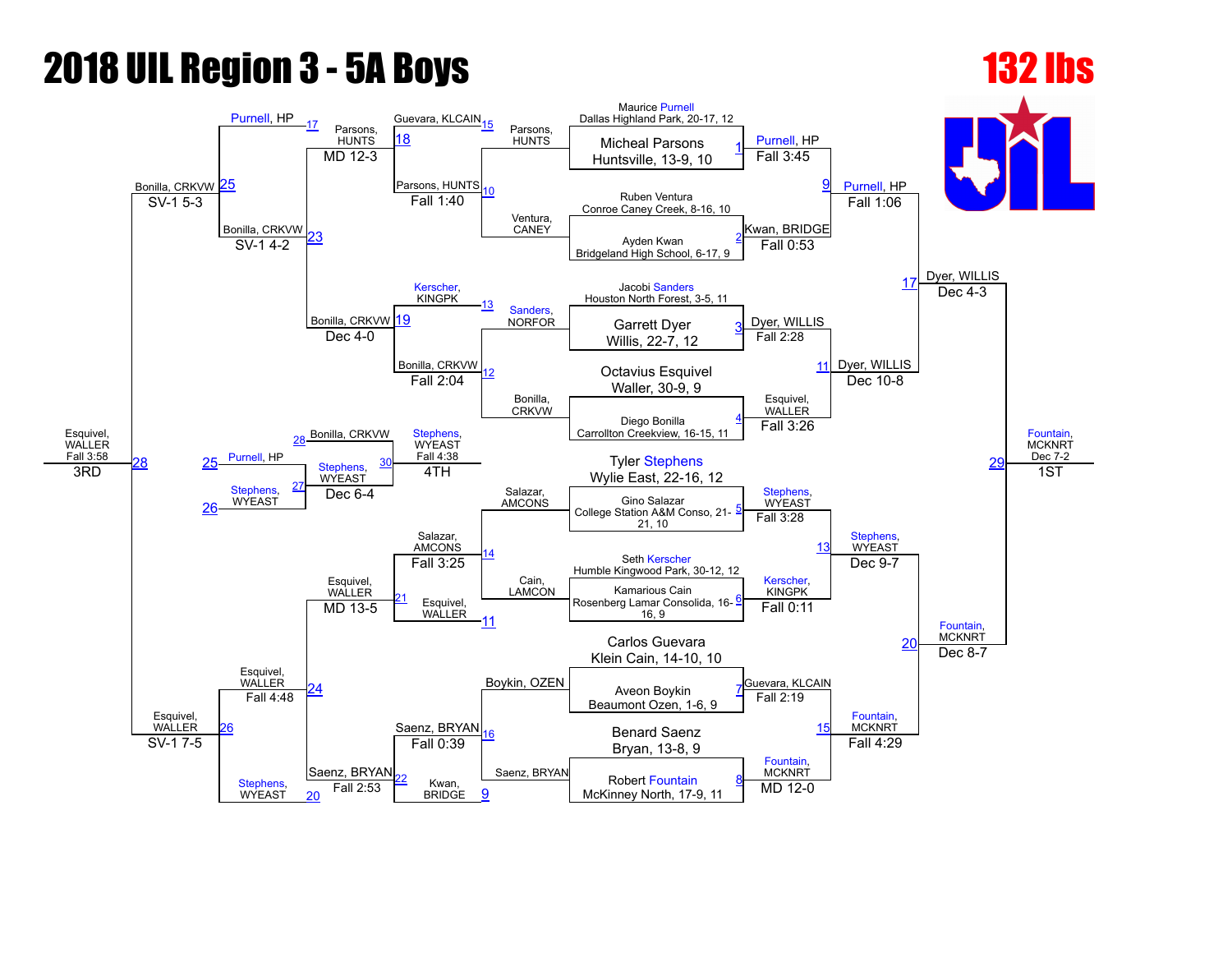# 2018 UIL Region 3 - 5A Boys

## 132 lbs

### Championship Bracket

**First Round**

| Bout | Wrestler 1 | Wrestler 2 | Winner | Result |
| --- | --- | --- | --- | --- |
| 1 | Maurice Purnell, Dallas Highland Park, 20-17, 12 | Micheal Parsons, Huntsville, 13-9, 10 | Purnell, HP | Fall 3:45 |
| 2 | Ruben Ventura, Conroe Caney Creek, 8-16, 10 | Ayden Kwan, Bridgeland High School, 6-17, 9 | Kwan, BRIDGE | Fall 0:53 |
| 3 | Jacobi Sanders, Houston North Forest, 3-5, 11 | Garrett Dyer, Willis, 22-7, 12 | Dyer, WILLIS | Fall 2:28 |
| 4 | Octavius Esquivel, Waller, 30-9, 9 | Diego Bonilla, Carrollton Creekview, 16-15, 11 | Esquivel, WALLER | Fall 3:26 |
| 5 | Tyler Stephens, Wylie East, 22-16, 12 | Gino Salazar, College Station A&M Conso, 21-21, 10 | Stephens, WYEAST | Fall 3:28 |
| 6 | Seth Kerscher, Humble Kingwood Park, 30-12, 12 | Kamarious Cain, Rosenberg Lamar Consolida, 16-16, 9 | Kerscher, KINGPK | Fall 0:11 |
| 7 | Carlos Guevara, Klein Cain, 14-10, 10 | Aveon Boykin, Beaumont Ozen, 1-6, 9 | Guevara, KLCAIN | Fall 2:19 |
| 8 | Benard Saenz, Bryan, 13-8, 9 | Robert Fountain, McKinney North, 17-9, 11 | Fountain, MCKNRT | MD 12-0 |

**Quarterfinals**

| Bout | Wrestler 1 | Wrestler 2 | Winner | Result |
| --- | --- | --- | --- | --- |
| 9 | Purnell, HP | Kwan, BRIDGE | Purnell, HP | Fall 1:06 |
| 11 | Dyer, WILLIS | Esquivel, WALLER | Dyer, WILLIS | Dec 10-8 |
| 13 | Stephens, WYEAST | Kerscher, KINGPK | Stephens, WYEAST | Dec 9-7 |
| 15 | Guevara, KLCAIN | Fountain, MCKNRT | Fountain, MCKNRT | Fall 4:29 |

**Semifinals**

| Bout | Wrestler 1 | Wrestler 2 | Winner | Result |
| --- | --- | --- | --- | --- |
| 17 | Purnell, HP | Dyer, WILLIS | Dyer, WILLIS | Dec 4-3 |
| 20 | Stephens, WYEAST | Fountain, MCKNRT | Fountain, MCKNRT | Dec 8-7 |

**Final**

| Bout | Wrestler 1 | Wrestler 2 | Winner | Result |
| --- | --- | --- | --- | --- |
| 29 | Dyer, WILLIS | Fountain, MCKNRT | Fountain, MCKNRT (1ST) | Dec 7-2 |

### Consolation Bracket

| Bout | Wrestler 1 | Wrestler 2 | Winner | Result |
| --- | --- | --- | --- | --- |
| 10 | Parsons, HUNTS | Ventura, CANEY | Parsons, HUNTS | Fall 1:40 |
| 12 | Sanders, NORFOR | Bonilla, CRKVW | Bonilla, CRKVW | Fall 2:04 |
| 14 | Salazar, AMCONS | Cain, LAMCON | Salazar, AMCONS | Fall 3:25 |
| 16 | Boykin, OZEN | Saenz, BRYAN | Saenz, BRYAN | Fall 0:39 |
| 18 | Guevara, KLCAIN | Parsons, HUNTS | Parsons, HUNTS | MD 12-3 |
| 19 | Kerscher, KINGPK | Bonilla, CRKVW | Bonilla, CRKVW | Dec 4-0 |
| 21 | Salazar, AMCONS | Esquivel, WALLER | Esquivel, WALLER | MD 13-5 |
| 22 | Saenz, BRYAN | Kwan, BRIDGE | Saenz, BRYAN | Fall 2:53 |
| 23 | Purnell, HP | Bonilla, CRKVW | Bonilla, CRKVW | SV-1 4-2 |
| 24 | Esquivel, WALLER | Saenz, BRYAN | Esquivel, WALLER | Fall 4:48 |
| 25 | Bonilla, CRKVW | Purnell, HP | Bonilla, CRKVW | SV-1 5-3 |
| 26 | Esquivel, WALLER | Stephens, WYEAST | Esquivel, WALLER | SV-1 7-5 |
| 27 | Purnell, HP | Stephens, WYEAST | Stephens, WYEAST | Dec 6-4 |
| 28 | Bonilla, CRKVW | Esquivel, WALLER | Esquivel, WALLER (3RD) | Fall 3:58 |
| 30 | Bonilla, CRKVW | Stephens, WYEAST | Stephens, WYEAST (4TH) | Fall 4:38 |

**Placements:** 1ST – Fountain, MCKNRT; 3RD – Esquivel, WALLER; 4TH – Stephens, WYEAST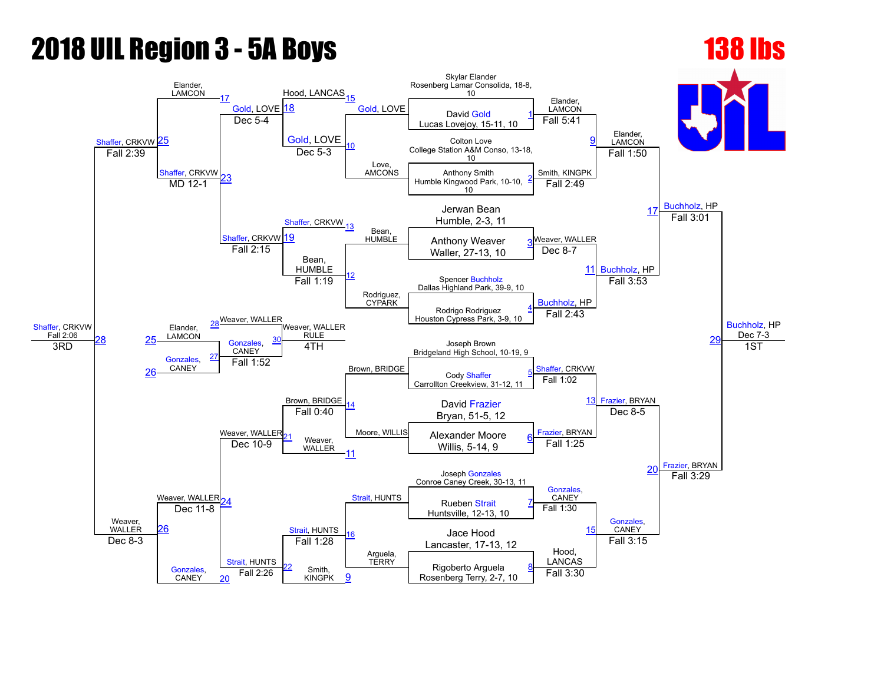# 2018 UIL Region 3 - 5A Boys

## 138 lbs

### Championship Bracket – First Round

| Bout | Wrestler 1 | Wrestler 2 | Winner | Result |
|---|---|---|---|---|
| 1 | Skylar Elander, Rosenberg Lamar Consolida, 18-8, 10 | David Gold, Lucas Lovejoy, 15-11, 10 | Elander, LAMCON | Fall 5:41 |
| 2 | Colton Love, College Station A&M Conso, 13-18, 10 | Anthony Smith, Humble Kingwood Park, 10-10, 10 | Smith, KINGPK | Fall 2:49 |
| 3 | Jerwan Bean, Humble, 2-3, 11 | Anthony Weaver, Waller, 27-13, 10 | Weaver, WALLER | Dec 8-7 |
| 4 | Spencer Buchholz, Dallas Highland Park, 39-9, 10 | Rodrigo Rodriguez, Houston Cypress Park, 3-9, 10 | Buchholz, HP | Fall 2:43 |
| 5 | Joseph Brown, Bridgeland High School, 10-19, 9 | Cody Shaffer, Carrollton Creekview, 31-12, 11 | Shaffer, CRKVW | Fall 1:02 |
| 6 | David Frazier, Bryan, 51-5, 12 | Alexander Moore, Willis, 5-14, 9 | Frazier, BRYAN | Fall 1:25 |
| 7 | Joseph Gonzales, Conroe Caney Creek, 30-13, 11 | Rueben Strait, Huntsville, 12-13, 10 | Gonzales, CANEY | Fall 1:30 |
| 8 | Jace Hood, Lancaster, 17-13, 12 | Rigoberto Arguela, Rosenberg Terry, 2-7, 10 | Hood, LANCAS | Fall 3:30 |

### Championship Bracket – Later Rounds

| Bout | Wrestler 1 | Wrestler 2 | Winner | Result |
|---|---|---|---|---|
| 9 | Elander, LAMCON | Smith, KINGPK | Elander, LAMCON | Fall 1:50 |
| 11 | Weaver, WALLER | Buchholz, HP | Buchholz, HP | Fall 3:53 |
| 13 | Shaffer, CRKVW | Frazier, BRYAN | Frazier, BRYAN | Dec 8-5 |
| 15 | Gonzales, CANEY | Hood, LANCAS | Gonzales, CANEY | Fall 3:15 |
| 17 | Elander, LAMCON | Buchholz, HP | Buchholz, HP | Fall 3:01 |
| 20 | Frazier, BRYAN | Gonzales, CANEY | Frazier, BRYAN | Fall 3:29 |
| 29 | Buchholz, HP | Frazier, BRYAN | Buchholz, HP (1ST) | Dec 7-3 |

### Consolation Bracket

| Bout | Wrestler 1 | Wrestler 2 | Winner | Result |
|---|---|---|---|---|
| 10 | Gold, LOVE | Love, AMCONS | Gold, LOVE | Dec 5-3 |
| 12 | Bean, HUMBLE | Rodriguez, CYPARK | Bean, HUMBLE | Fall 1:19 |
| 14 | Brown, BRIDGE | Moore, WILLIS | Brown, BRIDGE | Fall 0:40 |
| 16 | Strait, HUNTS | Arguela, TERRY | Strait, HUNTS | Fall 1:28 |
| 18 | Hood, LANCAS | Gold, LOVE | Gold, LOVE | Dec 5-4 |
| 19 | Shaffer, CRKVW | Bean, HUMBLE | Shaffer, CRKVW | Fall 2:15 |
| 21 | Brown, BRIDGE | Weaver, WALLER | Weaver, WALLER | Dec 10-9 |
| 22 | Strait, HUNTS | Smith, KINGPK | Strait, HUNTS | Fall 2:26 |
| 23 | Gold, LOVE | Shaffer, CRKVW | Shaffer, CRKVW | MD 12-1 |
| 24 | Weaver, WALLER | Strait, HUNTS | Weaver, WALLER | Dec 11-8 |
| 25 | Elander, LAMCON | Shaffer, CRKVW | Shaffer, CRKVW | Fall 2:39 |
| 26 | Weaver, WALLER | Gonzales, CANEY | Weaver, WALLER | Dec 8-3 |
| 28 | Shaffer, CRKVW | Weaver, WALLER | Shaffer, CRKVW (3RD) | Fall 2:06 |

### Fourth Place Bracket

| Bout | Wrestler 1 | Wrestler 2 | Winner | Result |
|---|---|---|---|---|
| 27 | Elander, LAMCON | Gonzales, CANEY | Gonzales, CANEY | Fall 1:52 |
| 30 | Weaver, WALLER | Gonzales, CANEY | Weaver, WALLER (4TH) | RULE |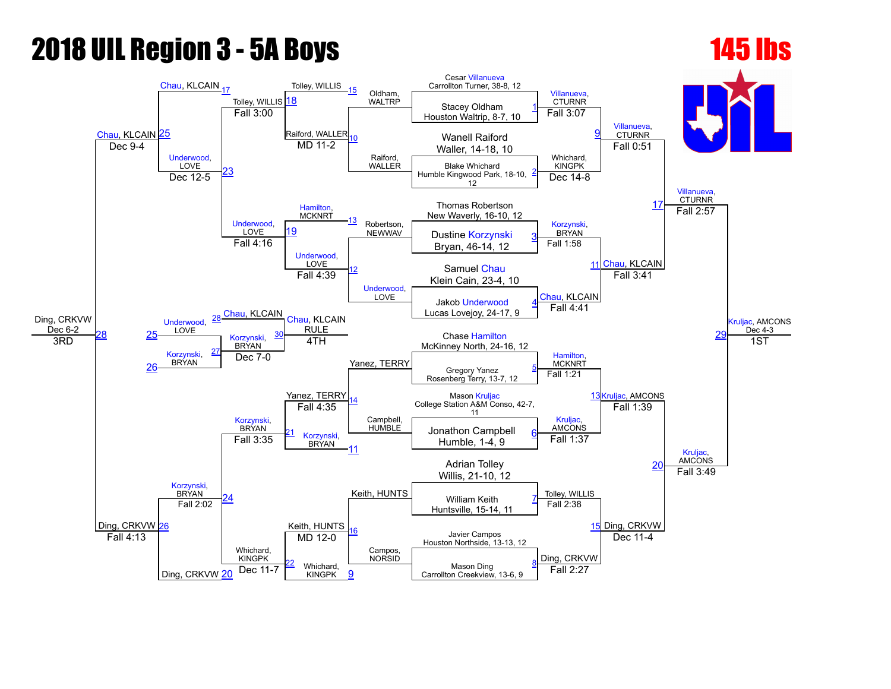# 2018 UIL Region 3 - 5A Boys

## 145 lbs

### Championship Bracket

**First Round**

1. Cesar Villanueva, Carrollton Turner, 38-8, 12 vs. Stacey Oldham, Houston Waltrip, 8-7, 10 — Villanueva, CTURNR, Fall 3:07
2. Wanell Raiford, Waller, 14-18, 10 vs. Blake Whichard, Humble Kingwood Park, 18-10, 12 — Whichard, KINGPK, Dec 14-8
3. Thomas Robertson, New Waverly, 16-10, 12 vs. Dustine Korzynski, Bryan, 46-14, 12 — Korzynski, BRYAN, Fall 1:58
4. Samuel Chau, Klein Cain, 23-4, 10 vs. Jakob Underwood, Lucas Lovejoy, 24-17, 9 — Chau, KLCAIN, Fall 4:41
5. Chase Hamilton, McKinney North, 24-16, 12 vs. Gregory Yanez, Rosenberg Terry, 13-7, 12 — Hamilton, MCKNRT, Fall 1:21
6. Mason Kruljac, College Station A&M Conso, 42-7, 11 vs. Jonathon Campbell, Humble, 1-4, 9 — Kruljac, AMCONS, Fall 1:37
7. Adrian Tolley, Willis, 21-10, 12 vs. William Keith, Huntsville, 15-14, 11 — Tolley, WILLIS, Fall 2:38
8. Javier Campos, Houston Northside, 13-13, 12 vs. Mason Ding, Carrollton Creekview, 13-6, 9 — Ding, CRKVW, Fall 2:27

**Semifinals**

9. Villanueva, CTURNR vs. Whichard, KINGPK — Villanueva, CTURNR, Fall 0:51
11. Korzynski, BRYAN vs. Chau, KLCAIN — Chau, KLCAIN, Fall 3:41
13. Hamilton, MCKNRT vs. Kruljac, AMCONS — Kruljac, AMCONS, Fall 1:39
15. Tolley, WILLIS vs. Ding, CRKVW — Ding, CRKVW, Dec 11-4

**Finals**

17. Villanueva, CTURNR vs. Chau, KLCAIN — Villanueva, CTURNR, Fall 2:57
20. Kruljac, AMCONS vs. Ding, CRKVW — Kruljac, AMCONS, Fall 3:49
29. Villanueva, CTURNR vs. Kruljac, AMCONS — Kruljac, AMCONS, Dec 4-3 — **1ST**

### Consolation Bracket

**Consolation Round 1**

10. Oldham, WALTRP vs. Raiford, WALLER — Raiford, WALLER, MD 11-2
12. Robertson, NEWWAV vs. Underwood, LOVE — Underwood, LOVE, Fall 4:39
14. Yanez, TERRY vs. Campbell, HUMBLE — Yanez, TERRY, Fall 4:35
16. Keith, HUNTS vs. Campos, NORSID — Keith, HUNTS, MD 12-0

**Consolation Round 2**

18. Tolley, WILLIS vs. Raiford, WALLER — Tolley, WILLIS, Fall 3:00
19. Hamilton, MCKNRT vs. Underwood, LOVE — Underwood, LOVE, Fall 4:16
21. Yanez, TERRY vs. Korzynski, BRYAN — Korzynski, BRYAN, Fall 3:35
22. Keith, HUNTS vs. Whichard, KINGPK — Whichard, KINGPK, Dec 11-7

**Consolation Round 3**

23. Tolley, WILLIS vs. Underwood, LOVE — Underwood, LOVE, Dec 12-5
24. Korzynski, BRYAN vs. Whichard, KINGPK — Korzynski, BRYAN, Fall 2:02

**Consolation Semifinals**

25. Chau, KLCAIN vs. Underwood, LOVE — Chau, KLCAIN, Dec 9-4
26. Korzynski, BRYAN vs. Ding, CRKVW — Ding, CRKVW, Fall 4:13

**3rd Place**

28. Chau, KLCAIN vs. Ding, CRKVW — Ding, CRKVW, Dec 6-2 — **3RD**

**5th Place / 4th Place**

27. Underwood, LOVE vs. Korzynski, BRYAN — Korzynski, BRYAN, Dec 7-0
30. Chau, KLCAIN vs. Korzynski, BRYAN — Chau, KLCAIN, RULE — **4TH**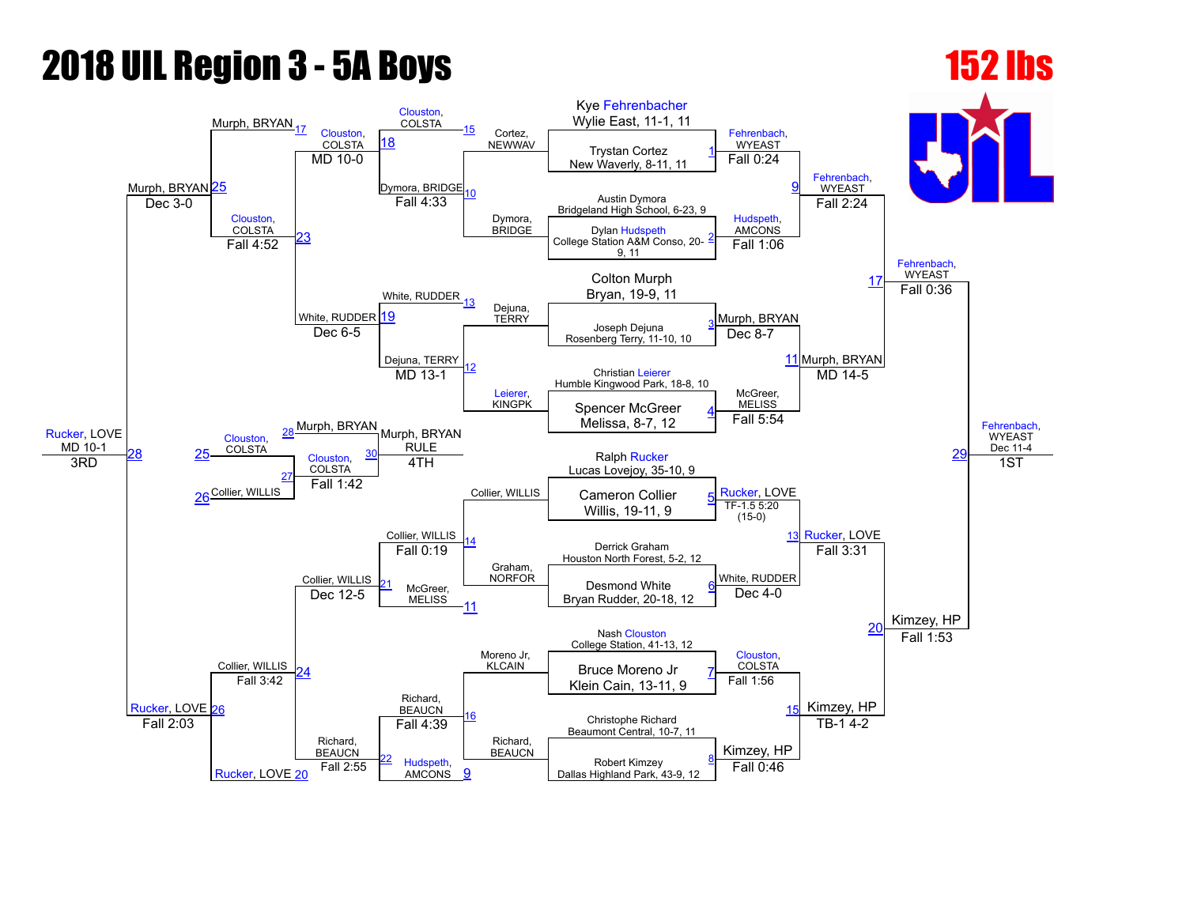# 2018 UIL Region 3 - 5A Boys

## 152 lbs

### Championship Bracket

| Match | Wrestler 1 | Wrestler 2 | Winner | Result |
|---|---|---|---|---|
| 1 | Kye Fehrenbacher, Wylie East, 11-1, 11 | Trystan Cortez, New Waverly, 8-11, 11 | Fehrenbach, WYEAST | Fall 0:24 |
| 2 | Austin Dymora, Bridgeland High School, 6-23, 9 | Dylan Hudspeth, College Station A&M Conso, 20-9, 11 | Hudspeth, AMCONS | Fall 1:06 |
| 3 | Colton Murph, Bryan, 19-9, 11 | Joseph Dejuna, Rosenberg Terry, 11-10, 10 | Murph, BRYAN | Dec 8-7 |
| 4 | Christian Leierer, Humble Kingwood Park, 18-8, 10 | Spencer McGreer, Melissa, 8-7, 12 | McGreer, MELISS | Fall 5:54 |
| 5 | Ralph Rucker, Lucas Lovejoy, 35-10, 9 | Cameron Collier, Willis, 19-11, 9 | Rucker, LOVE | TF-1.5 5:20 (15-0) |
| 6 | Derrick Graham, Houston North Forest, 5-2, 12 | Desmond White, Bryan Rudder, 20-18, 12 | White, RUDDER | Dec 4-0 |
| 7 | Nash Clouston, College Station, 41-13, 12 | Bruce Moreno Jr, Klein Cain, 13-11, 9 | Clouston, COLSTA | Fall 1:56 |
| 8 | Christophe Richard, Beaumont Central, 10-7, 11 | Robert Kimzey, Dallas Highland Park, 43-9, 12 | Kimzey, HP | Fall 0:46 |
| 9 | Fehrenbach, WYEAST | Hudspeth, AMCONS | Fehrenbach, WYEAST | Fall 2:24 |
| 11 | Murph, BRYAN | McGreer, MELISS | Murph, BRYAN | MD 14-5 |
| 13 | Rucker, LOVE | White, RUDDER | Rucker, LOVE | Fall 3:31 |
| 15 | Clouston, COLSTA | Kimzey, HP | Kimzey, HP | TB-1 4-2 |
| 17 | Fehrenbach, WYEAST | Murph, BRYAN | Fehrenbach, WYEAST | Fall 0:36 |
| 20 | Rucker, LOVE | Kimzey, HP | Kimzey, HP | Fall 1:53 |
| 29 | Fehrenbach, WYEAST | Kimzey, HP | Fehrenbach, WYEAST | Dec 11-4 |

**1ST:** Fehrenbach, WYEAST

### Consolation Bracket

| Match | Wrestler 1 | Wrestler 2 | Winner | Result |
|---|---|---|---|---|
| 10 | Cortez, NEWWAV | Dymora, BRIDGE | Dymora, BRIDGE | Fall 4:33 |
| 12 | Dejuna, TERRY | Leierer, KINGPK | Dejuna, TERRY | MD 13-1 |
| 14 | Collier, WILLIS | Graham, NORFOR | Collier, WILLIS | Fall 0:19 |
| 16 | Moreno Jr, KLCAIN | Richard, BEAUCN | Richard, BEAUCN | Fall 4:39 |
| 18 | Clouston, COLSTA | Dymora, BRIDGE | Clouston, COLSTA | MD 10-0 |
| 19 | White, RUDDER | Dejuna, TERRY | White, RUDDER | Dec 6-5 |
| 21 | Collier, WILLIS | McGreer, MELISS | Collier, WILLIS | Dec 12-5 |
| 22 | Richard, BEAUCN | Hudspeth, AMCONS | Richard, BEAUCN | Fall 2:55 |
| 23 | Clouston, COLSTA | White, RUDDER | Clouston, COLSTA | Fall 4:52 |
| 24 | Collier, WILLIS | Richard, BEAUCN | Collier, WILLIS | Fall 3:42 |
| 25 | Murph, BRYAN | Clouston, COLSTA | Murph, BRYAN | Dec 3-0 |
| 26 | Collier, WILLIS | Rucker, LOVE | Rucker, LOVE | Fall 2:03 |
| 27 | Clouston, COLSTA | Collier, WILLIS | Clouston, COLSTA | Fall 1:42 |
| 28 | Murph, BRYAN | Rucker, LOVE | Rucker, LOVE | MD 10-1 |
| 30 | Murph, BRYAN | Clouston, COLSTA | Murph, BRYAN | RULE |

**3RD:** Rucker, LOVE

**4TH:** Murph, BRYAN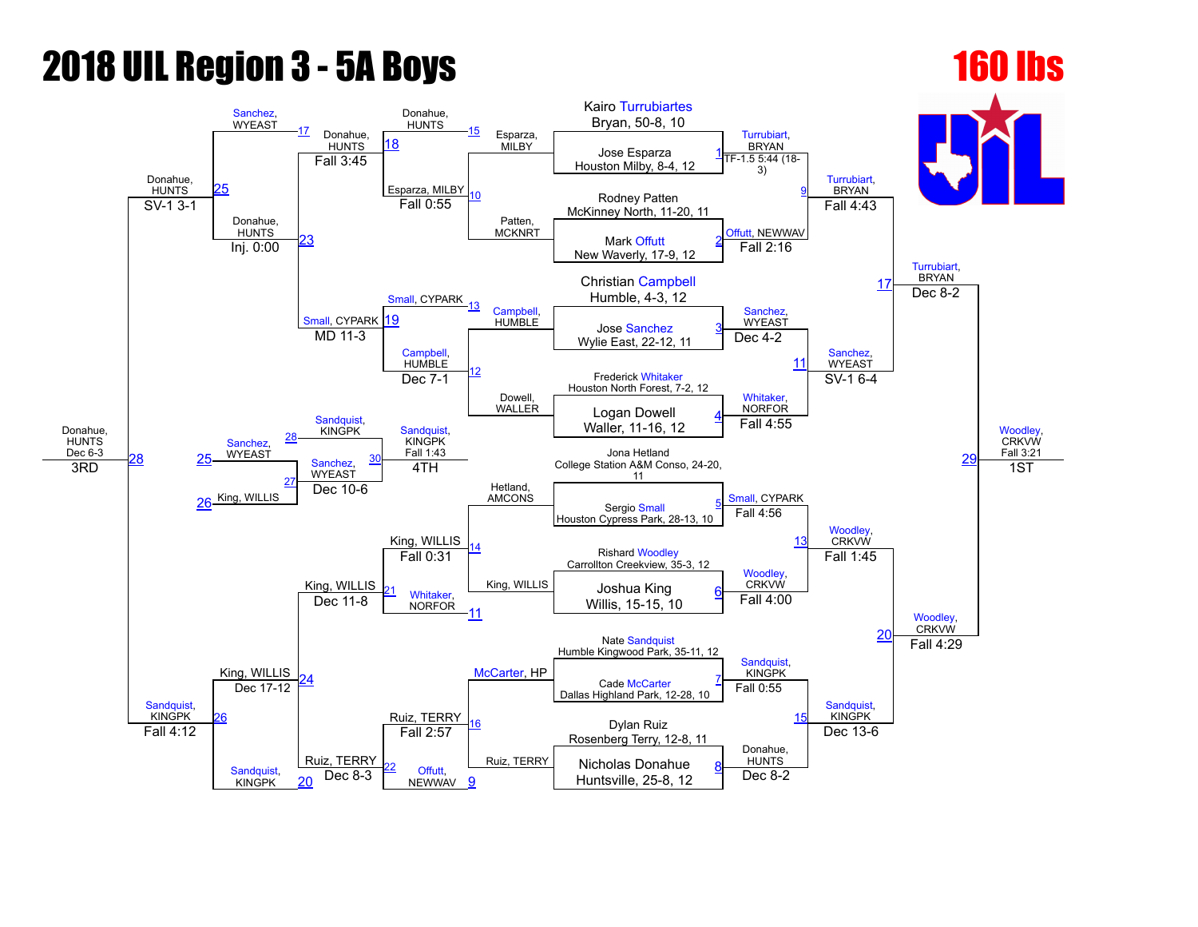# 2018 UIL Region 3 - 5A Boys

# 160 lbs

## Championship Bracket – First Round

| Match | Wrestler 1 | Wrestler 2 | Winner | Result |
|---|---|---|---|---|
| 1 | Kairo Turrubiartes, Bryan, 50-8, 10 | Jose Esparza, Houston Milby, 8-4, 12 | Turrubiart, BRYAN | TF-1.5 5:44 (18-3) |
| 2 | Rodney Patten, McKinney North, 11-20, 11 | Mark Offutt, New Waverly, 17-9, 12 | Offutt, NEWWAV | Fall 2:16 |
| 3 | Christian Campbell, Humble, 4-3, 12 | Jose Sanchez, Wylie East, 22-12, 11 | Sanchez, WYEAST | Dec 4-2 |
| 4 | Frederick Whitaker, Houston North Forest, 7-2, 12 | Logan Dowell, Waller, 11-16, 12 | Whitaker, NORFOR | Fall 4:55 |
| 5 | Jona Hetland, College Station A&M Conso, 24-20, 11 | Sergio Small, Houston Cypress Park, 28-13, 10 | Small, CYPARK | Fall 4:56 |
| 6 | Richard Woodley, Carrollton Creekview, 35-3, 12 | Joshua King, Willis, 15-15, 10 | Woodley, CRKVW | Fall 4:00 |
| 7 | Nate Sandquist, Humble Kingwood Park, 35-11, 12 | Cade McCarter, Dallas Highland Park, 12-28, 10 | Sandquist, KINGPK | Fall 0:55 |
| 8 | Dylan Ruiz, Rosenberg Terry, 12-8, 11 | Nicholas Donahue, Huntsville, 25-8, 12 | Donahue, HUNTS | Dec 8-2 |

## Championship Bracket – Semifinals

| Match | Wrestler 1 | Wrestler 2 | Winner | Result |
|---|---|---|---|---|
| 9 | Turrubiart, BRYAN | Offutt, NEWWAV | Turrubiart, BRYAN | Fall 4:43 |
| 11 | Sanchez, WYEAST | Whitaker, NORFOR | Sanchez, WYEAST | SV-1 6-4 |
| 13 | Small, CYPARK | Woodley, CRKVW | Woodley, CRKVW | Fall 1:45 |
| 15 | Sandquist, KINGPK | Donahue, HUNTS | Sandquist, KINGPK | Dec 13-6 |
| 17 | Turrubiart, BRYAN | Sanchez, WYEAST | Turrubiart, BRYAN | Dec 8-2 |
| 20 | Woodley, CRKVW | Sandquist, KINGPK | Woodley, CRKVW | Fall 4:29 |

## Championship Final

| Match | Wrestler 1 | Wrestler 2 | Winner | Result |
|---|---|---|---|---|
| 29 | Turrubiart, BRYAN | Woodley, CRKVW | Woodley, CRKVW | Fall 3:21 — 1ST |

## Consolation Bracket

| Match | Wrestler 1 | Wrestler 2 | Winner | Result |
|---|---|---|---|---|
| 10 | Esparza, MILBY | Patten, MCKNRT | Esparza, MILBY | Fall 0:55 |
| 12 | Campbell, HUMBLE | Dowell, WALLER | Campbell, HUMBLE | Dec 7-1 |
| 14 | Hetland, AMCONS | King, WILLIS | King, WILLIS | Fall 0:31 |
| 16 | McCarter, HP | Ruiz, TERRY | Ruiz, TERRY | Fall 2:57 |
| 18 | Donahue, HUNTS | Esparza, MILBY | Donahue, HUNTS | Fall 3:45 |
| 19 | Small, CYPARK | Campbell, HUMBLE | Small, CYPARK | MD 11-3 |
| 21 | King, WILLIS | Whitaker, NORFOR | King, WILLIS | Dec 11-8 |
| 22 | Ruiz, TERRY | Offutt, NEWWAV | Ruiz, TERRY | Dec 8-3 |
| 23 | Donahue, HUNTS | Small, CYPARK | Donahue, HUNTS | Inj. 0:00 |
| 24 | King, WILLIS | Ruiz, TERRY | King, WILLIS | Dec 17-12 |
| 25 | Sanchez, WYEAST | Donahue, HUNTS | Donahue, HUNTS | SV-1 3-1 |
| 26 | King, WILLIS | Sandquist, KINGPK | Sandquist, KINGPK | Fall 4:12 |
| 28 | Donahue, HUNTS | Sandquist, KINGPK | Donahue, HUNTS | Dec 6-3 — 3RD |

## 4th Place

| Match | Wrestler 1 | Wrestler 2 | Winner | Result |
|---|---|---|---|---|
| 27 | Sanchez, WYEAST | King, WILLIS | Sanchez, WYEAST | Dec 10-6 |
| 30 | Sandquist, KINGPK | Sanchez, WYEAST | Sandquist, KINGPK | Fall 1:43 — 4TH |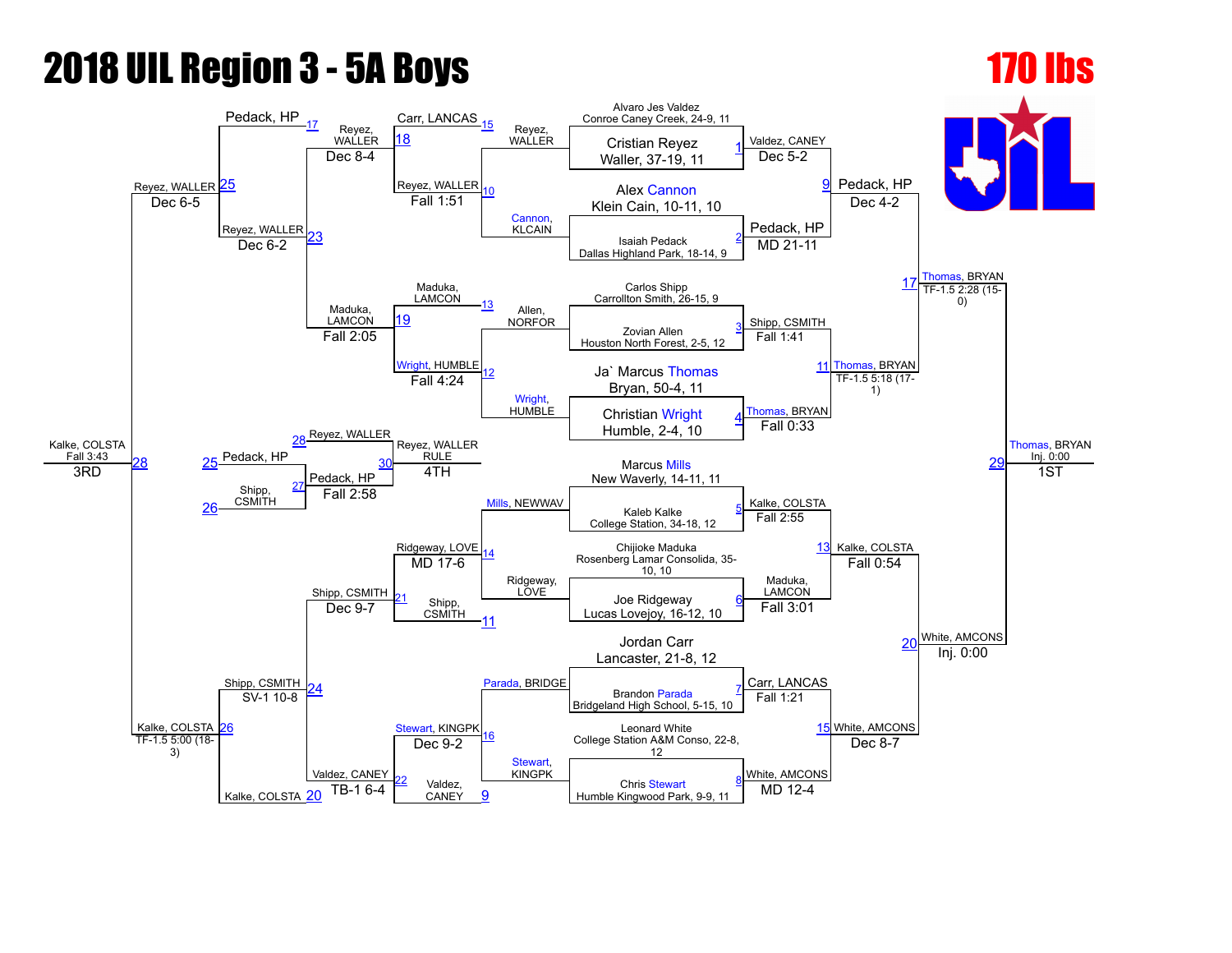# 2018 UIL Region 3 - 5A Boys

## 170 lbs

### Championship Bracket

**First Round**

| Bout | Wrestler | Wrestler | Winner | Result |
| --- | --- | --- | --- | --- |
| 1 | Alvaro Jes Valdez, Conroe Caney Creek, 24-9, 11 | Cristian Reyez, Waller, 37-19, 11 | Valdez, CANEY | Dec 5-2 |
| 2 | Alex Cannon, Klein Cain, 10-11, 10 | Isaiah Pedack, Dallas Highland Park, 18-14, 9 | Pedack, HP | MD 21-11 |
| 3 | Carlos Shipp, Carrollton Smith, 26-15, 9 | Zovian Allen, Houston North Forest, 2-5, 12 | Shipp, CSMITH | Fall 1:41 |
| 4 | Ja` Marcus Thomas, Bryan, 50-4, 11 | Christian Wright, Humble, 2-4, 10 | Thomas, BRYAN | Fall 0:33 |
| 5 | Marcus Mills, New Waverly, 14-11, 11 | Kaleb Kalke, College Station, 34-18, 12 | Kalke, COLSTA | Fall 2:55 |
| 6 | Chijioke Maduka, Rosenberg Lamar Consolida, 35-10, 10 | Joe Ridgeway, Lucas Lovejoy, 16-12, 10 | Maduka, LAMCON | Fall 3:01 |
| 7 | Jordan Carr, Lancaster, 21-8, 12 | Brandon Parada, Bridgeland High School, 5-15, 10 | Carr, LANCAS | Fall 1:21 |
| 8 | Leonard White, College Station A&M Conso, 22-8, 12 | Chris Stewart, Humble Kingwood Park, 9-9, 11 | White, AMCONS | MD 12-4 |

**Quarterfinals**

| Bout | Winner | Result |
| --- | --- | --- |
| 9 | Pedack, HP | Dec 4-2 |
| 11 | Thomas, BRYAN | TF-1.5 5:18 (17-1) |
| 13 | Kalke, COLSTA | Fall 0:54 |
| 15 | White, AMCONS | Dec 8-7 |

**Semifinals**

| Bout | Winner | Result |
| --- | --- | --- |
| 17 | Thomas, BRYAN | TF-1.5 2:28 (15-0) |
| 20 | White, AMCONS | Inj. 0:00 |

**Final (1st)**

| Bout | Winner | Result |
| --- | --- | --- |
| 29 | Thomas, BRYAN | Inj. 0:00 — 1ST |

### Consolation Bracket

**Consolation Round 1**

| Bout | Wrestlers | Winner | Result |
| --- | --- | --- | --- |
| 10 | Reyez, WALLER vs. Cannon, KLCAIN | Reyez, WALLER | Fall 1:51 |
| 12 | Allen, NORFOR vs. Wright, HUMBLE | Wright, HUMBLE | Fall 4:24 |
| 14 | Mills, NEWWAV vs. Ridgeway, LOVE | Ridgeway, LOVE | MD 17-6 |
| 16 | Parada, BRIDGE vs. Stewart, KINGPK | Stewart, KINGPK | Dec 9-2 |

**Consolation Round 2**

| Bout | Wrestlers | Winner | Result |
| --- | --- | --- | --- |
| 18 | Carr, LANCAS vs. Reyez, WALLER | Reyez, WALLER | Dec 8-4 |
| 19 | Maduka, LAMCON vs. Wright, HUMBLE | Maduka, LAMCON | Fall 2:05 |
| 21 | Ridgeway, LOVE vs. Shipp, CSMITH | Shipp, CSMITH | Dec 9-7 |
| 22 | Stewart, KINGPK vs. Valdez, CANEY | Valdez, CANEY | TB-1 6-4 |

**Consolation Quarterfinals**

| Bout | Wrestlers | Winner | Result |
| --- | --- | --- | --- |
| 23 | Reyez, WALLER vs. Maduka, LAMCON | Reyez, WALLER | Dec 6-2 |
| 24 | Shipp, CSMITH vs. Valdez, CANEY | Shipp, CSMITH | SV-1 10-8 |

**Consolation Semifinals**

| Bout | Wrestlers | Winner | Result |
| --- | --- | --- | --- |
| 25 | Pedack, HP vs. Reyez, WALLER | Reyez, WALLER | Dec 6-5 |
| 26 | Shipp, CSMITH vs. Kalke, COLSTA | Kalke, COLSTA | TF-1.5 5:00 (18-3) |

**3rd Place**

| Bout | Wrestlers | Winner | Result |
| --- | --- | --- | --- |
| 28 | Reyez, WALLER vs. Kalke, COLSTA | Kalke, COLSTA | Fall 3:43 — 3RD |

**5th Place**

| Bout | Wrestlers | Winner | Result |
| --- | --- | --- | --- |
| 27 | Pedack, HP vs. Shipp, CSMITH | Pedack, HP | Fall 2:58 |

**4th Place**

| Bout | Wrestlers | Winner | Result |
| --- | --- | --- | --- |
| 30 | Reyez, WALLER vs. Pedack, HP | Reyez, WALLER | RULE — 4TH |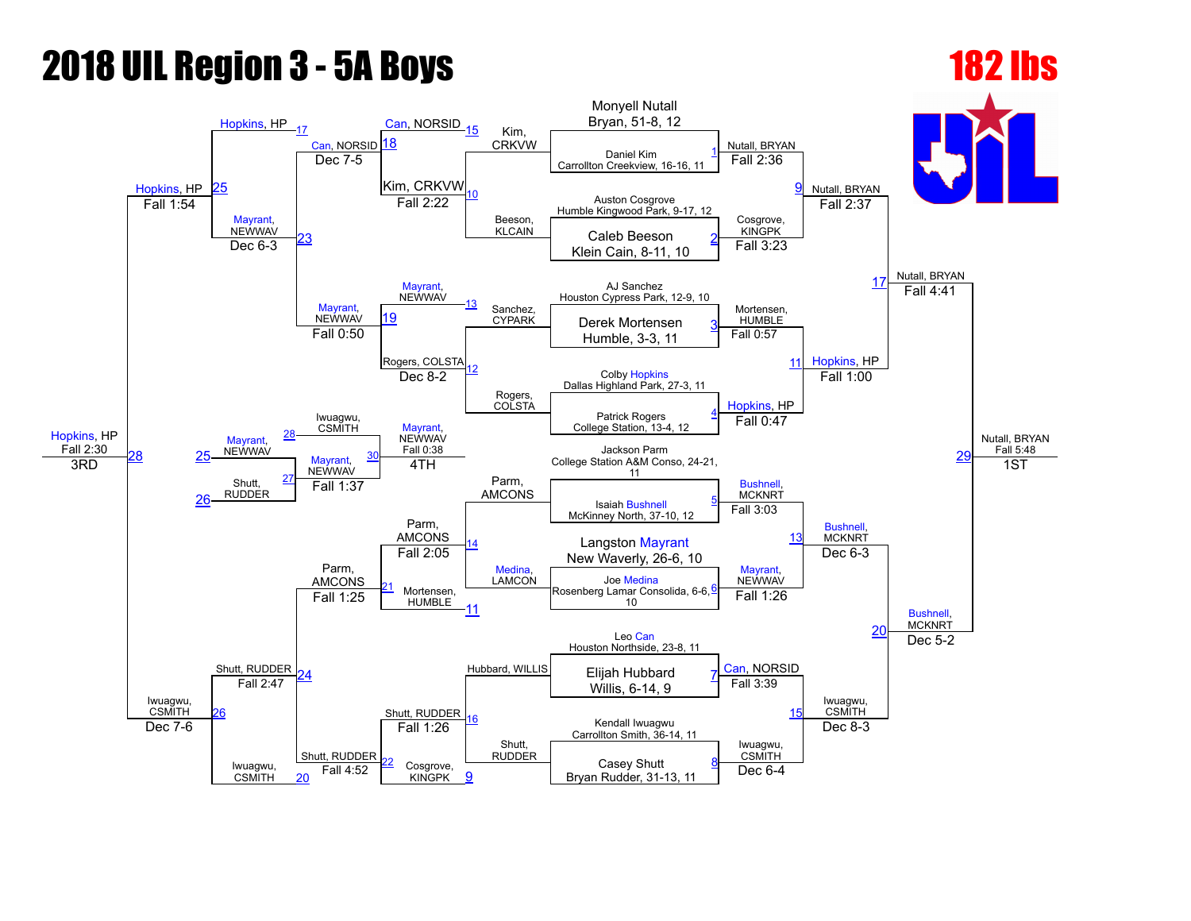# 2018 UIL Region 3 - 5A Boys

## 182 lbs

### Championship Bracket

**Seeds / Entrants:**
- Monyell Nutall, Bryan, 51-8, 12
- Daniel Kim, Carrollton Creekview, 16-16, 11
- Auston Cosgrove, Humble Kingwood Park, 9-17, 12
- Caleb Beeson, Klein Cain, 8-11, 10
- AJ Sanchez, Houston Cypress Park, 12-9, 10
- Derek Mortensen, Humble, 3-3, 11
- Colby Hopkins, Dallas Highland Park, 27-3, 11
- Patrick Rogers, College Station, 13-4, 12
- Jackson Parm, College Station A&M Conso, 24-21, 11
- Isaiah Bushnell, McKinney North, 37-10, 12
- Langston Mayrant, New Waverly, 26-6, 10
- Joe Medina, Rosenberg Lamar Consolida, 6-6, 10
- Leo Can, Houston Northside, 23-8, 11
- Elijah Hubbard, Willis, 6-14, 9
- Kendall Iwuagwu, Carrollton Smith, 36-14, 11
- Casey Shutt, Bryan Rudder, 31-13, 11

**First Round:**
- Match 1: Nutall, BRYAN over Kim — Fall 2:36
- Match 2: Cosgrove, KINGPK over Beeson — Fall 3:23
- Match 3: Mortensen, HUMBLE over Sanchez — Fall 0:57
- Match 4: Hopkins, HP over Rogers — Fall 0:47
- Match 5: Bushnell, MCKNRT over Parm — Fall 3:03
- Match 6: Mayrant, NEWWAV over Medina — Fall 1:26
- Match 7: Can, NORSID over Hubbard — Fall 3:39
- Match 8: Iwuagwu, CSMITH over Shutt — Dec 6-4

**Quarterfinals:**
- Match 9: Nutall, BRYAN — Fall 2:37
- Match 11: Hopkins, HP — Fall 1:00
- Match 13: Bushnell, MCKNRT — Dec 6-3
- Match 15: Iwuagwu, CSMITH — Dec 8-3

**Semifinals:**
- Match 17: Nutall, BRYAN — Fall 4:41
- Match 20: Bushnell, MCKNRT — Dec 5-2

**Final (Match 29):** Nutall, BRYAN — Fall 5:48 — 1ST

### Consolation Bracket

**Consolation Round 1:**
- Match 10: Kim, CRKVW over Beeson, KLCAIN — Fall 2:22
- Match 12: Rogers, COLSTA over Sanchez, CYPARK — Dec 8-2
- Match 14: Parm, AMCONS over Medina, LAMCON — Fall 2:05
- Match 16: Shutt, RUDDER over Hubbard, WILLIS — Fall 1:26

**Consolation Round 2:**
- Match 18: Can, NORSID over Kim, CRKVW — Dec 7-5
- Match 19: Mayrant, NEWWAV over Rogers, COLSTA — Fall 0:50
- Match 21: Parm, AMCONS over Mortensen, HUMBLE — Fall 1:25
- Match 22: Shutt, RUDDER over Cosgrove, KINGPK — Fall 4:52

**Consolation Quarterfinals:**
- Match 23: Mayrant, NEWWAV over Can, NORSID — Dec 6-3
- Match 24: Shutt, RUDDER over Parm, AMCONS — Fall 2:47

**Consolation Semifinals:**
- Match 25: Hopkins, HP over Mayrant, NEWWAV — Fall 1:54
- Match 26: Iwuagwu, CSMITH over Shutt, RUDDER — Dec 7-6

**Third Place (Match 28):** Hopkins, HP over Iwuagwu, CSMITH — Fall 2:30 — 3RD

**Fourth Place Bracket:**
- Match 27: Mayrant, NEWWAV over Shutt, RUDDER — Fall 1:37
- Match 30: Mayrant, NEWWAV over Iwuagwu, CSMITH — Fall 0:38 — 4TH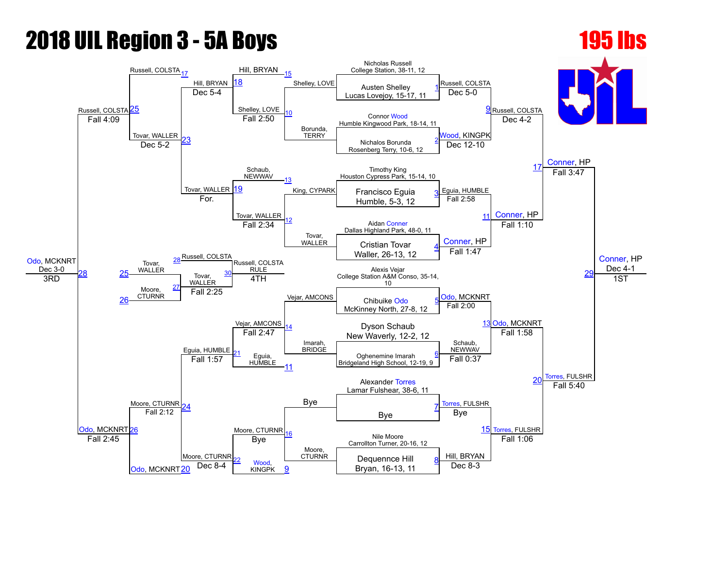# 2018 UIL Region 3 - 5A Boys

## 195 lbs

### Championship Bracket

**Seeds / First Round**

| Bout | Wrestler 1 | Wrestler 2 | Winner | Result |
| --- | --- | --- | --- | --- |
| 1 | Nicholas Russell, College Station, 38-11, 12 | Austen Shelley, Lucas Lovejoy, 15-17, 11 | Russell, COLSTA | Dec 5-0 |
| 2 | Connor Wood, Humble Kingwood Park, 18-14, 11 | Nichalos Borunda, Rosenberg Terry, 10-6, 12 | Wood, KINGPK | Dec 12-10 |
| 3 | Timothy King, Houston Cypress Park, 15-14, 10 | Francisco Eguia, Humble, 5-3, 12 | Eguia, HUMBLE | Fall 2:58 |
| 4 | Aidan Conner, Dallas Highland Park, 48-0, 11 | Cristian Tovar, Waller, 26-13, 12 | Conner, HP | Fall 1:47 |
| 5 | Alexis Vejar, College Station A&M Conso, 35-14, 10 | Chibuike Odo, McKinney North, 27-8, 12 | Odo, MCKNRT | Fall 2:00 |
| 6 | Dyson Schaub, New Waverly, 12-2, 12 | Oghenemine Imarah, Bridgeland High School, 12-19, 9 | Schaub, NEWWAV | Fall 0:37 |
| 7 | Alexander Torres, Lamar Fulshear, 38-6, 11 | Bye | Torres, FULSHR | Bye |
| 8 | Nile Moore, Carrollton Turner, 20-16, 12 | Dequennce Hill, Bryan, 16-13, 11 | Hill, BRYAN | Dec 8-3 |

**Quarterfinals**

| Bout | Winner | Result |
| --- | --- | --- |
| 9 | Russell, COLSTA | Dec 4-2 |
| 11 | Conner, HP | Fall 1:10 |
| 13 | Odo, MCKNRT | Fall 1:58 |
| 15 | Torres, FULSHR | Fall 1:06 |

**Semifinals**

| Bout | Winner | Result |
| --- | --- | --- |
| 17 | Conner, HP | Fall 3:47 |
| 20 | Torres, FULSHR | Fall 5:40 |

**Final**

| Bout | Winner | Result | Place |
| --- | --- | --- | --- |
| 29 | Conner, HP | Dec 4-1 | 1ST |

### Consolation Bracket

| Bout | Wrestler 1 | Wrestler 2 | Winner | Result |
| --- | --- | --- | --- | --- |
| 10 | Shelley, LOVE | Borunda, TERRY | Shelley, LOVE | Fall 2:50 |
| 12 | King, CYPARK | Tovar, WALLER | Tovar, WALLER | Fall 2:34 |
| 14 | Vejar, AMCONS | Imarah, BRIDGE | Vejar, AMCONS | Fall 2:47 |
| 16 | Bye | Moore, CTURNR | Moore, CTURNR | Bye |
| 15 | Hill, BRYAN | Shelley, LOVE | Hill, BRYAN | Dec 5-4 |
| 13 | Schaub, NEWWAV | Tovar, WALLER | Tovar, WALLER | For. |
| 11 | Eguia, HUMBLE | Vejar, AMCONS | Eguia, HUMBLE | Fall 1:57 |
| 9 | Wood, KINGPK | Moore, CTURNR | Moore, CTURNR | Dec 8-4 |
| 18 | Hill, BRYAN | Tovar, WALLER | Tovar, WALLER | Dec 5-2 |
| 19 / 21 / 22 | | | | |
| 23 | Russell, COLSTA | Tovar, WALLER | Russell, COLSTA | Fall 4:09 |
| 24 | Eguia, HUMBLE | Moore, CTURNR | Moore, CTURNR | Fall 2:12 |
| 25 | Russell, COLSTA (17) | | | |
| 26 | Moore, CTURNR | Odo, MCKNRT (20) | Odo, MCKNRT | Fall 2:45 |
| 28 | Russell, COLSTA | Odo, MCKNRT | Odo, MCKNRT | Dec 3-0 (3RD) |

**5th/6th Place**

| Bout | Wrestler 1 | Wrestler 2 | Winner | Result |
| --- | --- | --- | --- | --- |
| 27 | Tovar, WALLER (25) | Moore, CTURNR (26) | Tovar, WALLER | Fall 2:25 |
| 30 | Russell, COLSTA (28) | Tovar, WALLER | Russell, COLSTA | RULE (4TH) |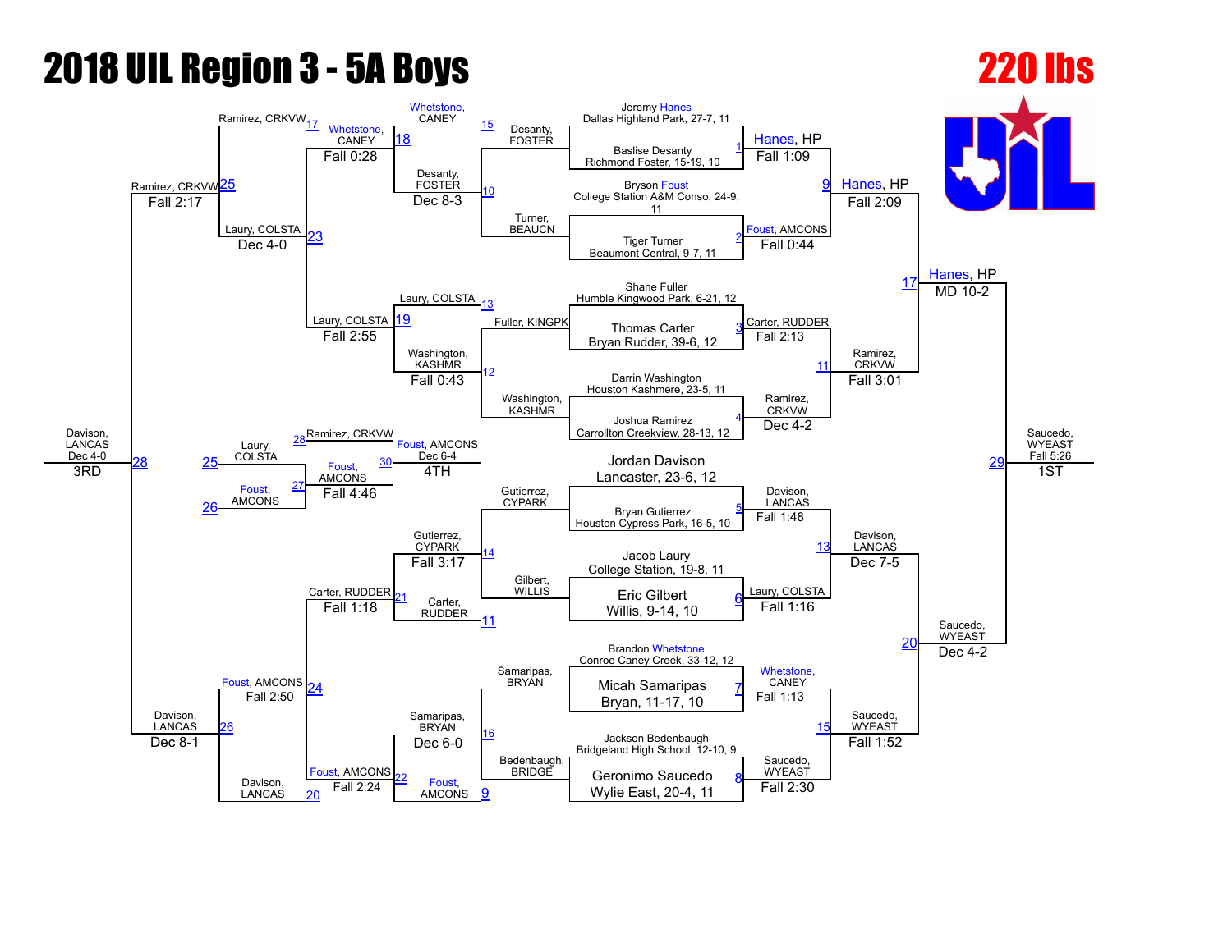# 2018 UIL Region 3 - 5A Boys

## 220 lbs

### Championship Bracket

**First Round**

| Bout | Wrestler 1 | Wrestler 2 | Winner | Result |
|---|---|---|---|---|
| 1 | Jeremy Hanes, Dallas Highland Park, 27-7, 11 | Baslise Desanty, Richmond Foster, 15-19, 10 | Hanes, HP | Fall 1:09 |
| 2 | Bryson Foust, College Station A&M Conso, 24-9, 11 | Tiger Turner, Beaumont Central, 9-7, 11 | Foust, AMCONS | Fall 0:44 |
| 3 | Shane Fuller, Humble Kingwood Park, 6-21, 12 | Thomas Carter, Bryan Rudder, 39-6, 12 | Carter, RUDDER | Fall 2:13 |
| 4 | Darrin Washington, Houston Kashmere, 23-5, 11 | Joshua Ramirez, Carrollton Creekview, 28-13, 12 | Ramirez, CRKVW | Dec 4-2 |
| 5 | Jordan Davison, Lancaster, 23-6, 12 | Bryan Gutierrez, Houston Cypress Park, 16-5, 10 | Davison, LANCAS | Fall 1:48 |
| 6 | Jacob Laury, College Station, 19-8, 11 | Eric Gilbert, Willis, 9-14, 10 | Laury, COLSTA | Fall 1:16 |
| 7 | Brandon Whetstone, Conroe Caney Creek, 33-12, 12 | Micah Samaripas, Bryan, 11-17, 10 | Whetstone, CANEY | Fall 1:13 |
| 8 | Jackson Bedenbaugh, Bridgeland High School, 12-10, 9 | Geronimo Saucedo, Wylie East, 20-4, 11 | Saucedo, WYEAST | Fall 2:30 |

**Quarterfinals**

| Bout | Winner | Result |
|---|---|---|
| 9 | Hanes, HP | Fall 2:09 |
| 11 | Ramirez, CRKVW | Fall 3:01 |
| 13 | Davison, LANCAS | Dec 7-5 |
| 15 | Saucedo, WYEAST | Fall 1:52 |

**Semifinals**

| Bout | Winner | Result |
|---|---|---|
| 17 | Hanes, HP | MD 10-2 |
| 20 | Saucedo, WYEAST | Dec 4-2 |

**Final (1st)**

| Bout | Winner | Result |
|---|---|---|
| 29 | Saucedo, WYEAST | Fall 5:26 |

### Consolation Bracket

| Bout | Wrestlers | Winner | Result |
|---|---|---|---|
| 10 | Desanty, FOSTER vs Turner, BEAUCN | Desanty, FOSTER | Dec 8-3 |
| 12 | Fuller, KINGPK vs Washington, KASHMR | Washington, KASHMR | Fall 0:43 |
| 14 | Gutierrez, CYPARK vs Gilbert, WILLIS | Gutierrez, CYPARK | Fall 3:17 |
| 16 | Samaripas, BRYAN vs Bedenbaugh, BRIDGE | Samaripas, BRYAN | Dec 6-0 |
| 18 | Whetstone, CANEY vs Desanty, FOSTER | Whetstone, CANEY | Fall 0:28 |
| 19 | Laury, COLSTA vs Washington, KASHMR | Laury, COLSTA | Fall 2:55 |
| 21 | Carter, RUDDER vs Gutierrez, CYPARK | Carter, RUDDER | Fall 1:18 |
| 22 | Foust, AMCONS vs Samaripas, BRYAN | Foust, AMCONS | Fall 2:24 |
| 23 | Ramirez, CRKVW vs Laury, COLSTA | Laury, COLSTA | Dec 4-0 |
| 24 | Carter, RUDDER vs Foust, AMCONS | Foust, AMCONS | Fall 2:50 |
| 25 | Ramirez, CRKVW vs Laury, COLSTA | Ramirez, CRKVW | Fall 2:17 |
| 26 | Foust, AMCONS vs Davison, LANCAS | Davison, LANCAS | Dec 8-1 |
| 27 | Laury, COLSTA vs Foust, AMCONS | Foust, AMCONS | Fall 4:46 |
| 28 | Ramirez, CRKVW vs Davison, LANCAS | Davison, LANCAS | Dec 4-0 (3RD) |
| 30 | Ramirez, CRKVW vs Foust, AMCONS | Foust, AMCONS | Dec 6-4 (4TH) |

### Placings

- 1ST: Saucedo, WYEAST
- 3RD: Davison, LANCAS
- 4TH: Foust, AMCONS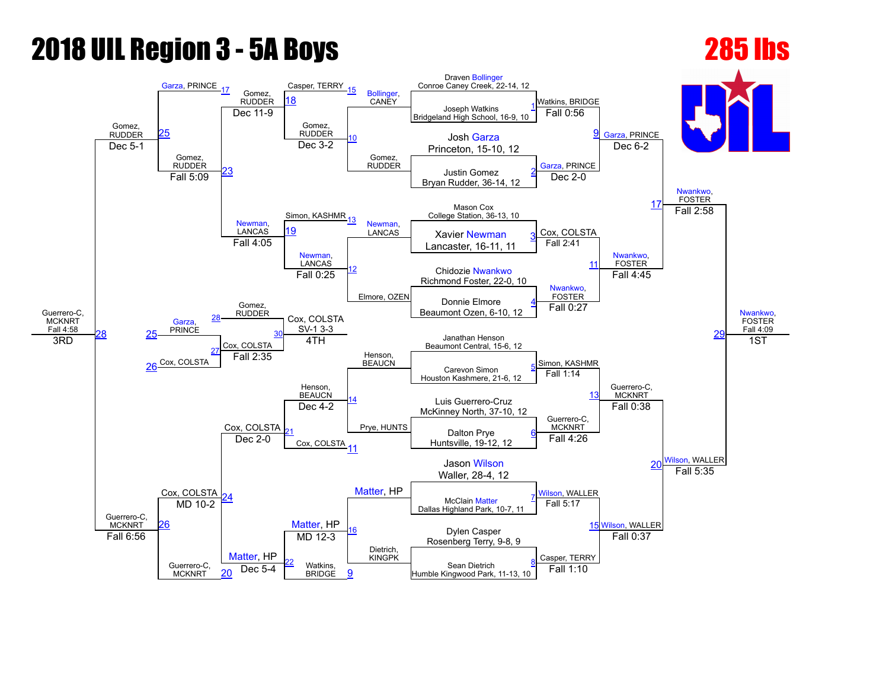# 2018 UIL Region 3 - 5A Boys

# 285 lbs

## Championship Bracket

**Match 1:** Draven Bollinger, Conroe Caney Creek, 22-14, 12 vs. Joseph Watkins, Bridgeland High School, 16-9, 10 — Watkins, BRIDGE, Fall 0:56

**Match 2:** Josh Garza, Princeton, 15-10, 12 vs. Justin Gomez, Bryan Rudder, 36-14, 12 — Garza, PRINCE, Dec 2-0

**Match 3:** Mason Cox, College Station, 36-13, 10 vs. Xavier Newman, Lancaster, 16-11, 11 — Cox, COLSTA, Fall 2:41

**Match 4:** Chidozie Nwankwo, Richmond Foster, 22-0, 10 vs. Donnie Elmore, Beaumont Ozen, 6-10, 12 — Nwankwo, FOSTER, Fall 0:27

**Match 5:** Janathan Henson, Beaumont Central, 15-6, 12 vs. Carevon Simon, Houston Kashmere, 21-6, 12 — Simon, KASHMR, Fall 1:14

**Match 6:** Luis Guerrero-Cruz, McKinney North, 37-10, 12 vs. Dalton Prye, Huntsville, 19-12, 12 — Guerrero-C, MCKNRT, Fall 4:26

**Match 7:** Jason Wilson, Waller, 28-4, 12 vs. McClain Matter, Dallas Highland Park, 10-7, 11 — Wilson, WALLER, Fall 5:17

**Match 8:** Dylen Casper, Rosenberg Terry, 9-8, 9 vs. Sean Dietrich, Humble Kingwood Park, 11-13, 10 — Casper, TERRY, Fall 1:10

**Match 9:** Watkins, BRIDGE vs. Garza, PRINCE — Garza, PRINCE, Dec 6-2

**Match 11:** Cox, COLSTA vs. Nwankwo, FOSTER — Nwankwo, FOSTER, Fall 4:45

**Match 13:** Simon, KASHMR vs. Guerrero-C, MCKNRT — Guerrero-C, MCKNRT, Fall 0:38

**Match 15:** Wilson, WALLER vs. Casper, TERRY — Wilson, WALLER, Fall 0:37

**Match 17:** Garza, PRINCE vs. Nwankwo, FOSTER — Nwankwo, FOSTER, Fall 2:58

**Match 20:** Guerrero-C, MCKNRT vs. Wilson, WALLER — Wilson, WALLER, Fall 5:35

**Match 29 (1st Place):** Nwankwo, FOSTER vs. Wilson, WALLER — Nwankwo, FOSTER, Fall 4:09 — 1ST

## Consolation Bracket

**Match 10:** Bollinger, CANEY vs. Gomez, RUDDER — Gomez, RUDDER, Dec 3-2

**Match 12:** Newman, LANCAS vs. Elmore, OZEN — Newman, LANCAS, Fall 0:25

**Match 14:** Henson, BEAUCN vs. Prye, HUNTS — Henson, BEAUCN, Dec 4-2

**Match 16:** Matter, HP vs. Dietrich, KINGPK — Matter, HP, MD 12-3

**Match 18:** Casper, TERRY vs. Gomez, RUDDER — Gomez, RUDDER, Dec 11-9

**Match 19:** Simon, KASHMR vs. Newman, LANCAS — Newman, LANCAS, Fall 4:05

**Match 21:** Henson, BEAUCN vs. Cox, COLSTA — Cox, COLSTA, Dec 2-0

**Match 22:** Matter, HP vs. Watkins, BRIDGE — Matter, HP, Dec 5-4

**Match 23:** Gomez, RUDDER vs. Newman, LANCAS — Gomez, RUDDER, Fall 5:09

**Match 24:** Cox, COLSTA vs. Matter, HP — Cox, COLSTA, MD 10-2

**Match 25:** Garza, PRINCE vs. Gomez, RUDDER — Gomez, RUDDER, Dec 5-1

**Match 26:** Cox, COLSTA vs. Guerrero-C, MCKNRT — Guerrero-C, MCKNRT, Fall 6:56

**Match 27:** Garza, PRINCE vs. Cox, COLSTA — Cox, COLSTA, Fall 2:35

**Match 28 (3rd Place):** Gomez, RUDDER vs. Guerrero-C, MCKNRT — Guerrero-C, MCKNRT, Fall 4:58 — 3RD

**Match 30 (4th Place):** Gomez, RUDDER vs. Cox, COLSTA — Cox, COLSTA, SV-1 3-3 — 4TH